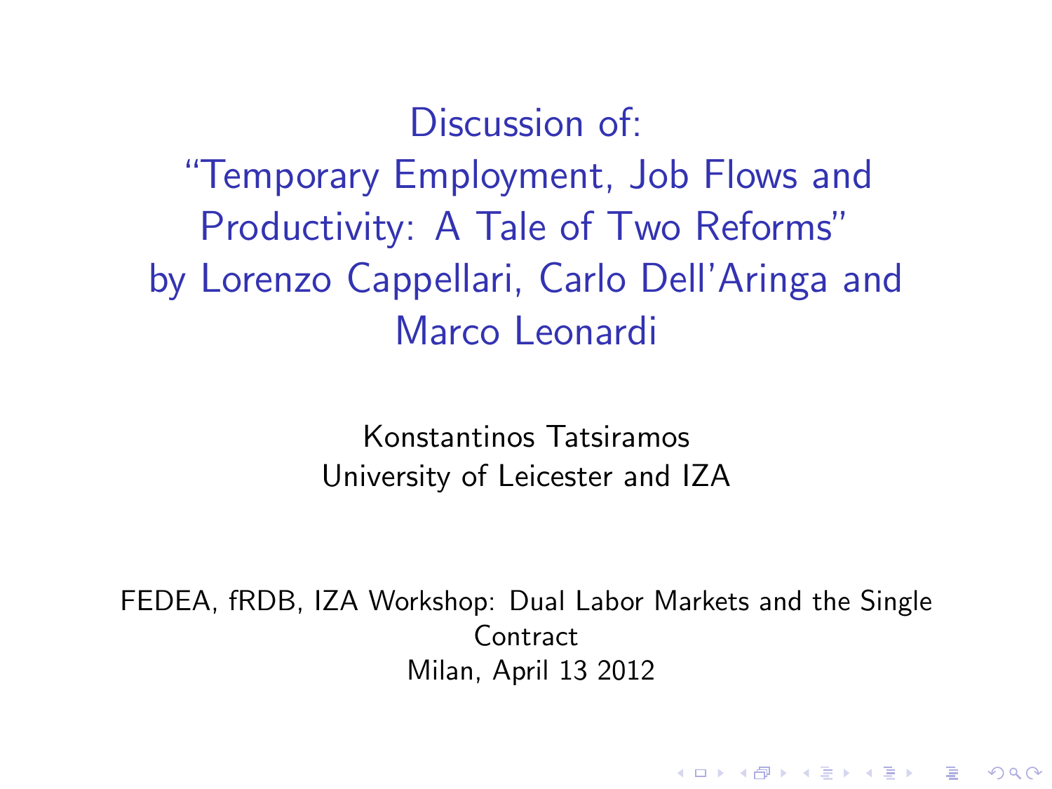# Discussion of: "Temporary Employment, Job Flows and Productivity: A Tale of Two Reforms" by Lorenzo Cappellari, Carlo Dell'Aringa and Marco Leonardi

Konstantinos Tatsiramos
University of Leicester and IZA

FEDEA, fRDB, IZA Workshop: Dual Labor Markets and the Single Contract
Milan, April 13 2012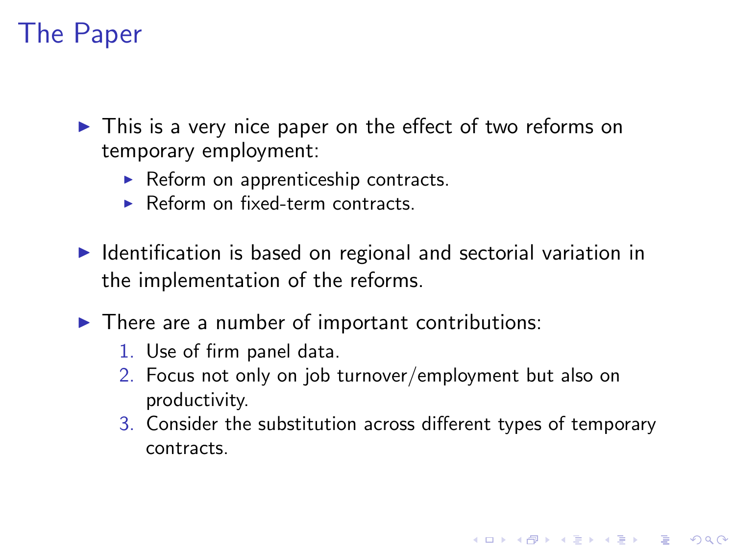# The Paper

- This is a very nice paper on the effect of two reforms on temporary employment:
  - Reform on apprenticeship contracts.
  - Reform on fixed-term contracts.
- Identification is based on regional and sectorial variation in the implementation of the reforms.
- There are a number of important contributions:
  1. Use of firm panel data.
  2. Focus not only on job turnover/employment but also on productivity.
  3. Consider the substitution across different types of temporary contracts.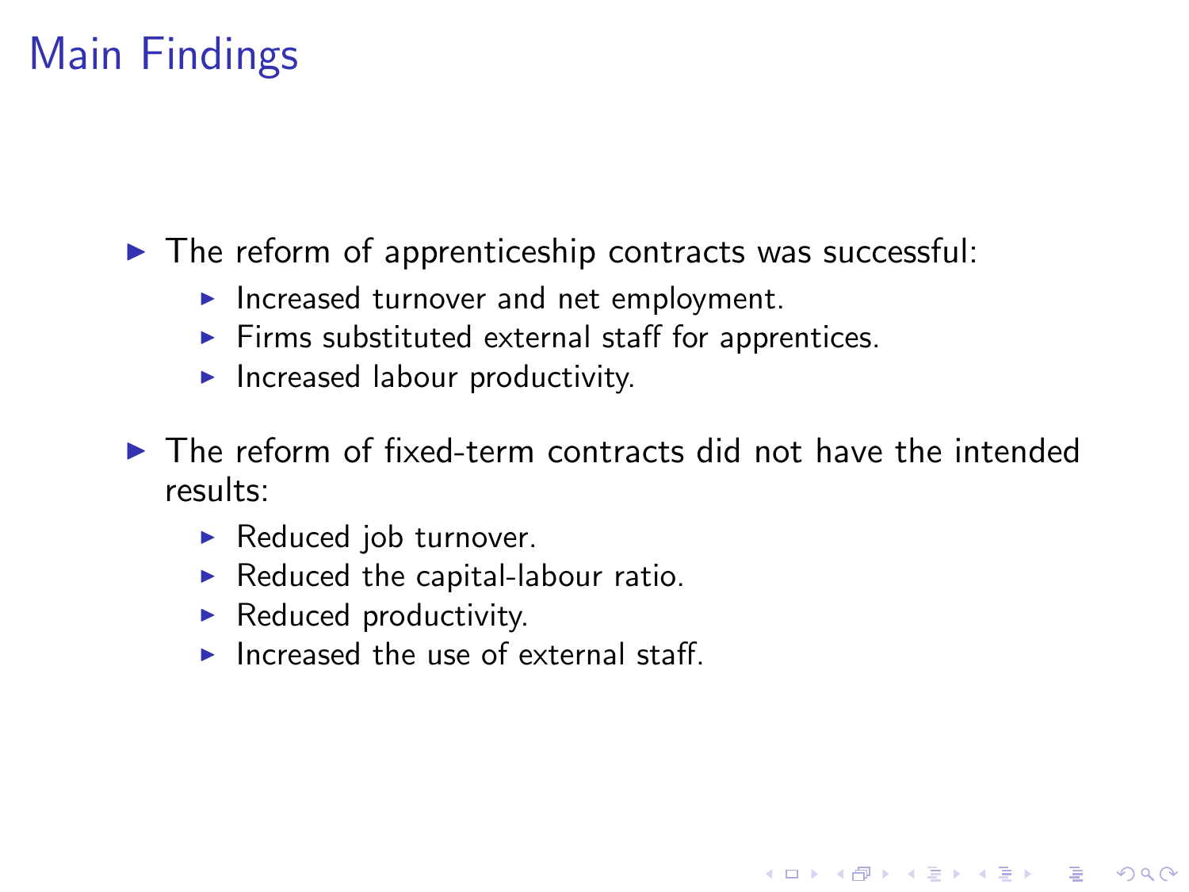# Main Findings

- The reform of apprenticeship contracts was successful:
  - Increased turnover and net employment.
  - Firms substituted external staff for apprentices.
  - Increased labour productivity.
- The reform of fixed-term contracts did not have the intended results:
  - Reduced job turnover.
  - Reduced the capital-labour ratio.
  - Reduced productivity.
  - Increased the use of external staff.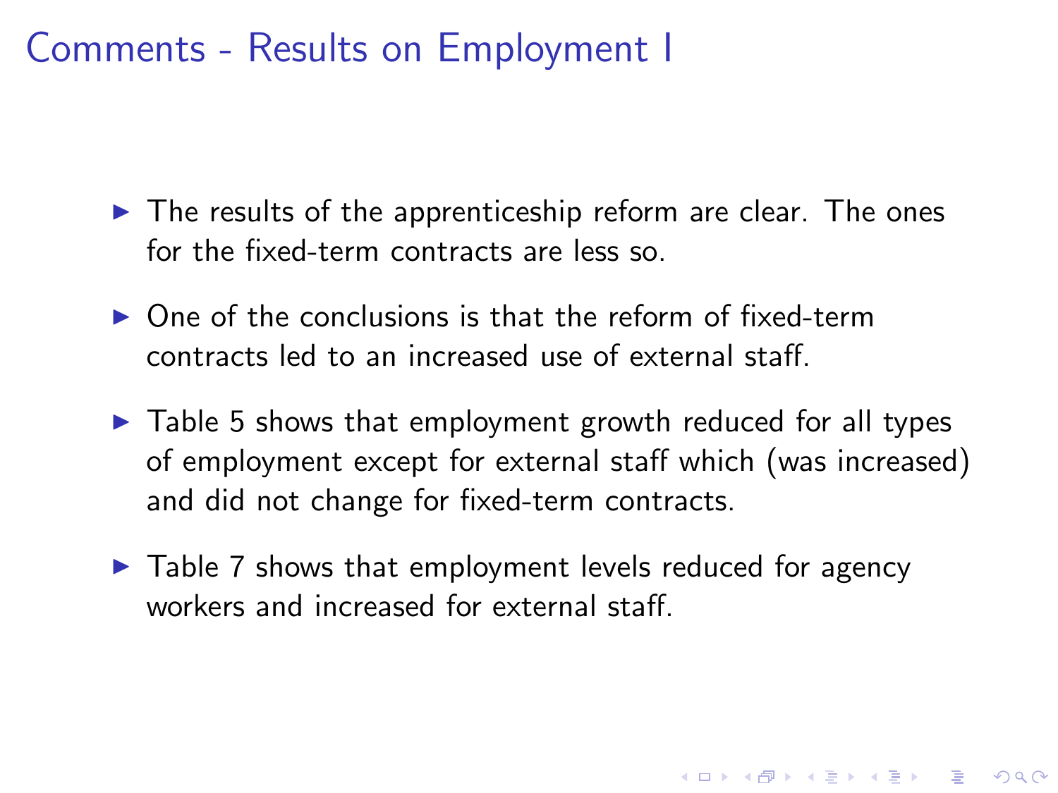# Comments - Results on Employment I

- The results of the apprenticeship reform are clear. The ones for the fixed-term contracts are less so.
- One of the conclusions is that the reform of fixed-term contracts led to an increased use of external staff.
- Table 5 shows that employment growth reduced for all types of employment except for external staff which (was increased) and did not change for fixed-term contracts.
- Table 7 shows that employment levels reduced for agency workers and increased for external staff.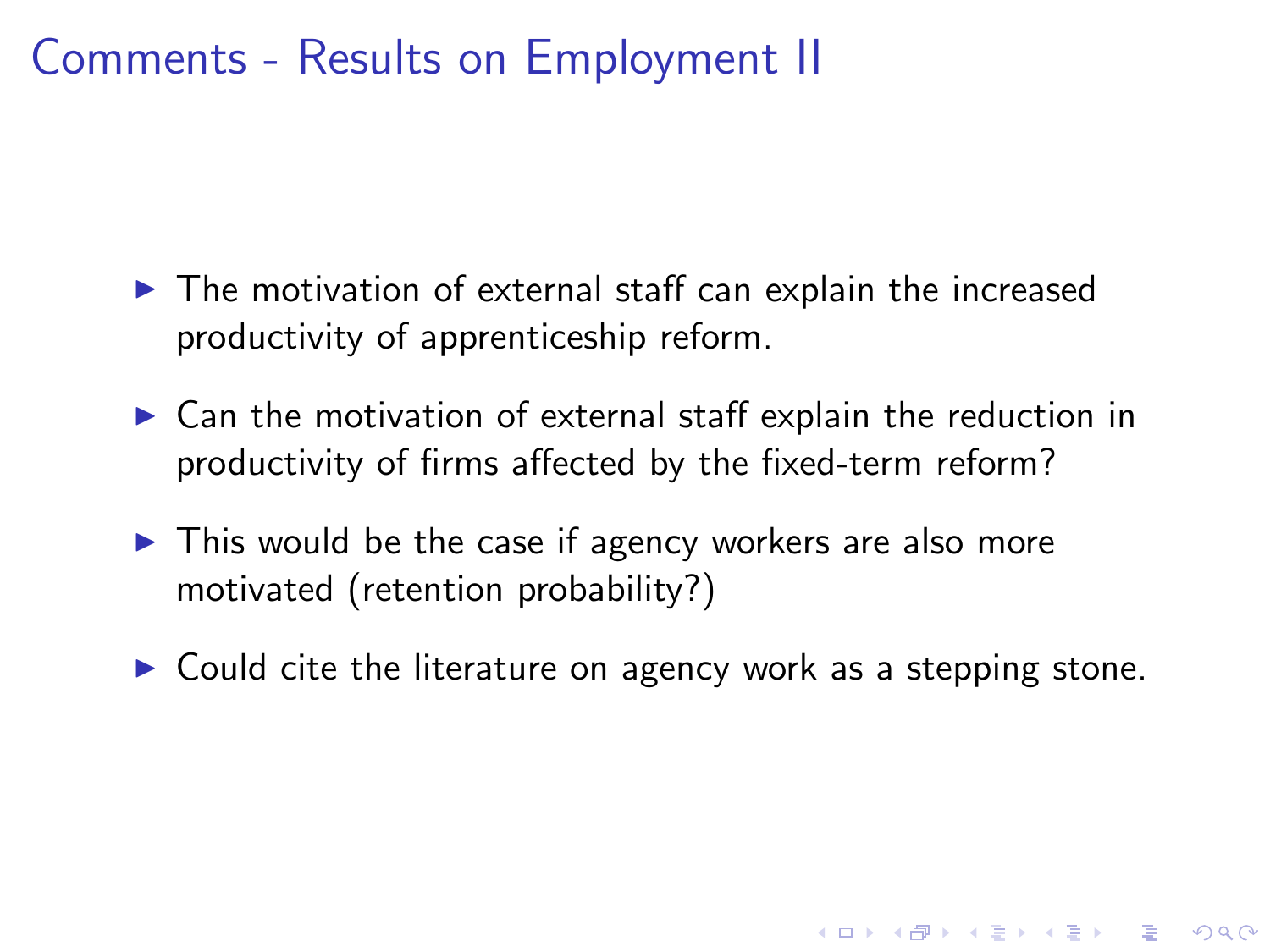# Comments - Results on Employment II

- The motivation of external staff can explain the increased productivity of apprenticeship reform.
- Can the motivation of external staff explain the reduction in productivity of firms affected by the fixed-term reform?
- This would be the case if agency workers are also more motivated (retention probability?)
- Could cite the literature on agency work as a stepping stone.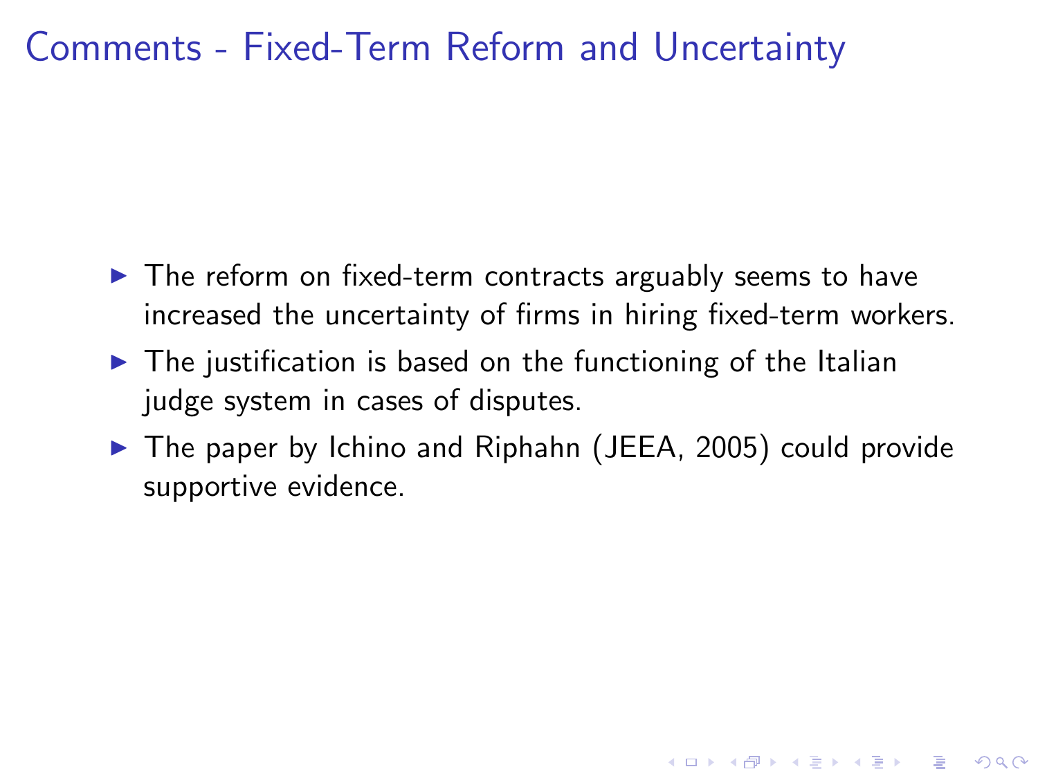# Comments - Fixed-Term Reform and Uncertainty

- The reform on fixed-term contracts arguably seems to have increased the uncertainty of firms in hiring fixed-term workers.
- The justification is based on the functioning of the Italian judge system in cases of disputes.
- The paper by Ichino and Riphahn (JEEA, 2005) could provide supportive evidence.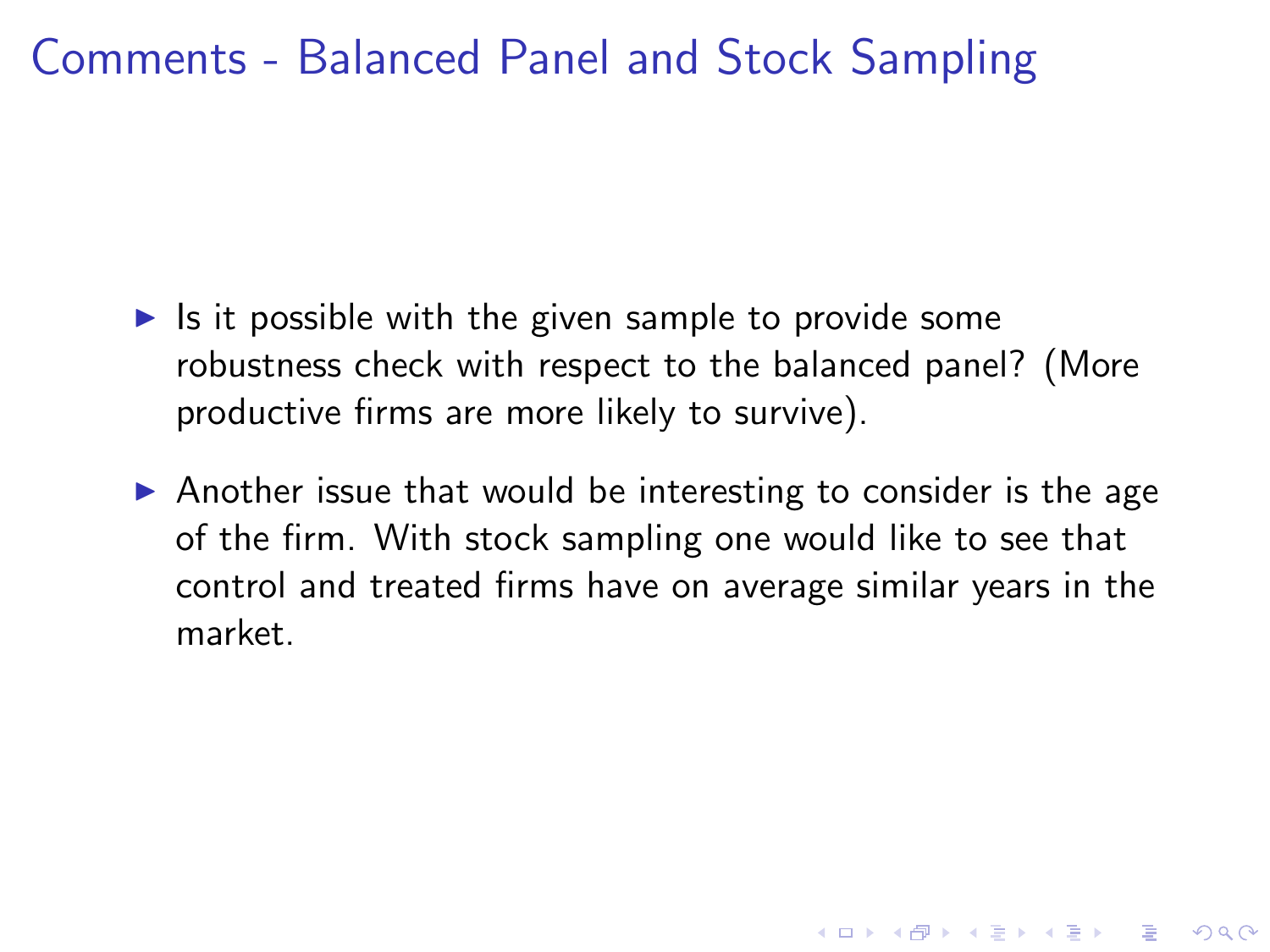# Comments - Balanced Panel and Stock Sampling

- Is it possible with the given sample to provide some robustness check with respect to the balanced panel? (More productive firms are more likely to survive).
- Another issue that would be interesting to consider is the age of the firm. With stock sampling one would like to see that control and treated firms have on average similar years in the market.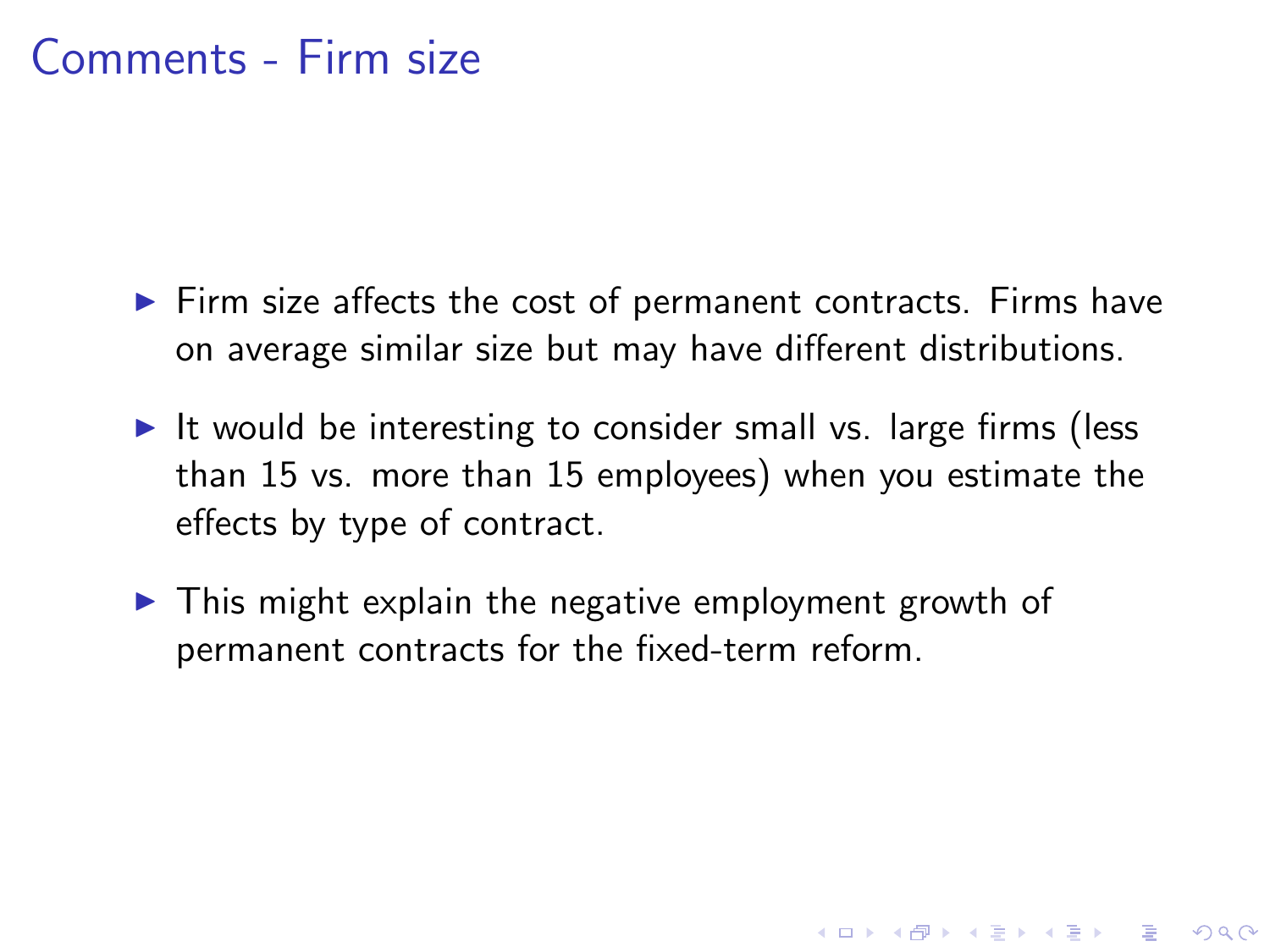# Comments - Firm size

- Firm size affects the cost of permanent contracts. Firms have on average similar size but may have different distributions.
- It would be interesting to consider small vs. large firms (less than 15 vs. more than 15 employees) when you estimate the effects by type of contract.
- This might explain the negative employment growth of permanent contracts for the fixed-term reform.